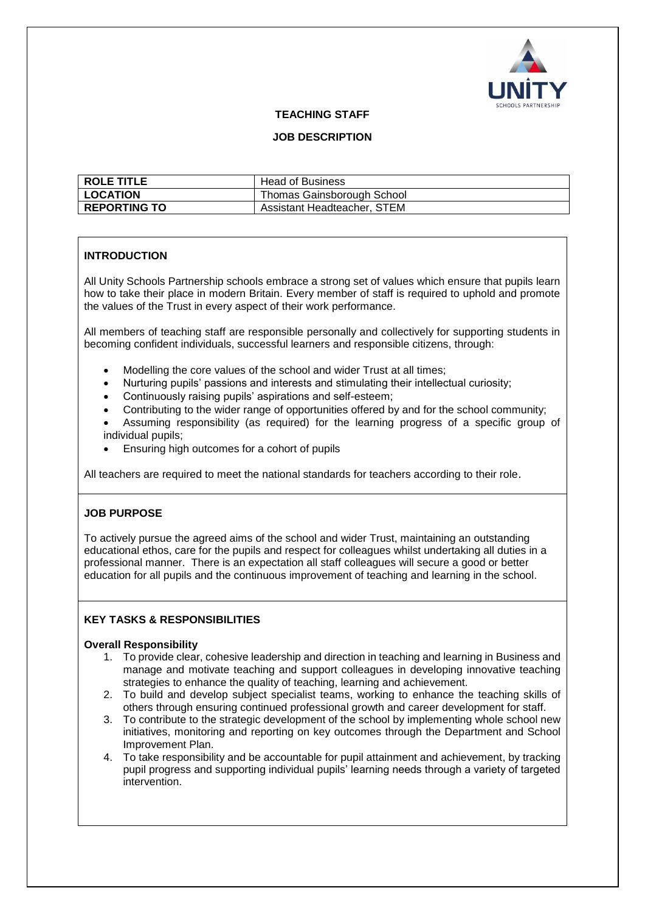**TEACHING STAFF**

**JOB DESCRIPTION**

| ROLE TITLE | Head of Business |
| --- | --- |
| LOCATION | Thomas Gainsborough School |
| REPORTING TO | Assistant Headteacher, STEM |

## INTRODUCTION

All Unity Schools Partnership schools embrace a strong set of values which ensure that pupils learn how to take their place in modern Britain. Every member of staff is required to uphold and promote the values of the Trust in every aspect of their work performance.

All members of teaching staff are responsible personally and collectively for supporting students in becoming confident individuals, successful learners and responsible citizens, through:

- Modelling the core values of the school and wider Trust at all times;
- Nurturing pupils' passions and interests and stimulating their intellectual curiosity;
- Continuously raising pupils' aspirations and self-esteem;
- Contributing to the wider range of opportunities offered by and for the school community;
- Assuming responsibility (as required) for the learning progress of a specific group of individual pupils;
- Ensuring high outcomes for a cohort of pupils

All teachers are required to meet the national standards for teachers according to their role.

## JOB PURPOSE

To actively pursue the agreed aims of the school and wider Trust, maintaining an outstanding educational ethos, care for the pupils and respect for colleagues whilst undertaking all duties in a professional manner. There is an expectation all staff colleagues will secure a good or better education for all pupils and the continuous improvement of teaching and learning in the school.

## KEY TASKS & RESPONSIBILITIES

**Overall Responsibility**

1. To provide clear, cohesive leadership and direction in teaching and learning in Business and manage and motivate teaching and support colleagues in developing innovative teaching strategies to enhance the quality of teaching, learning and achievement.
2. To build and develop subject specialist teams, working to enhance the teaching skills of others through ensuring continued professional growth and career development for staff.
3. To contribute to the strategic development of the school by implementing whole school new initiatives, monitoring and reporting on key outcomes through the Department and School Improvement Plan.
4. To take responsibility and be accountable for pupil attainment and achievement, by tracking pupil progress and supporting individual pupils' learning needs through a variety of targeted intervention.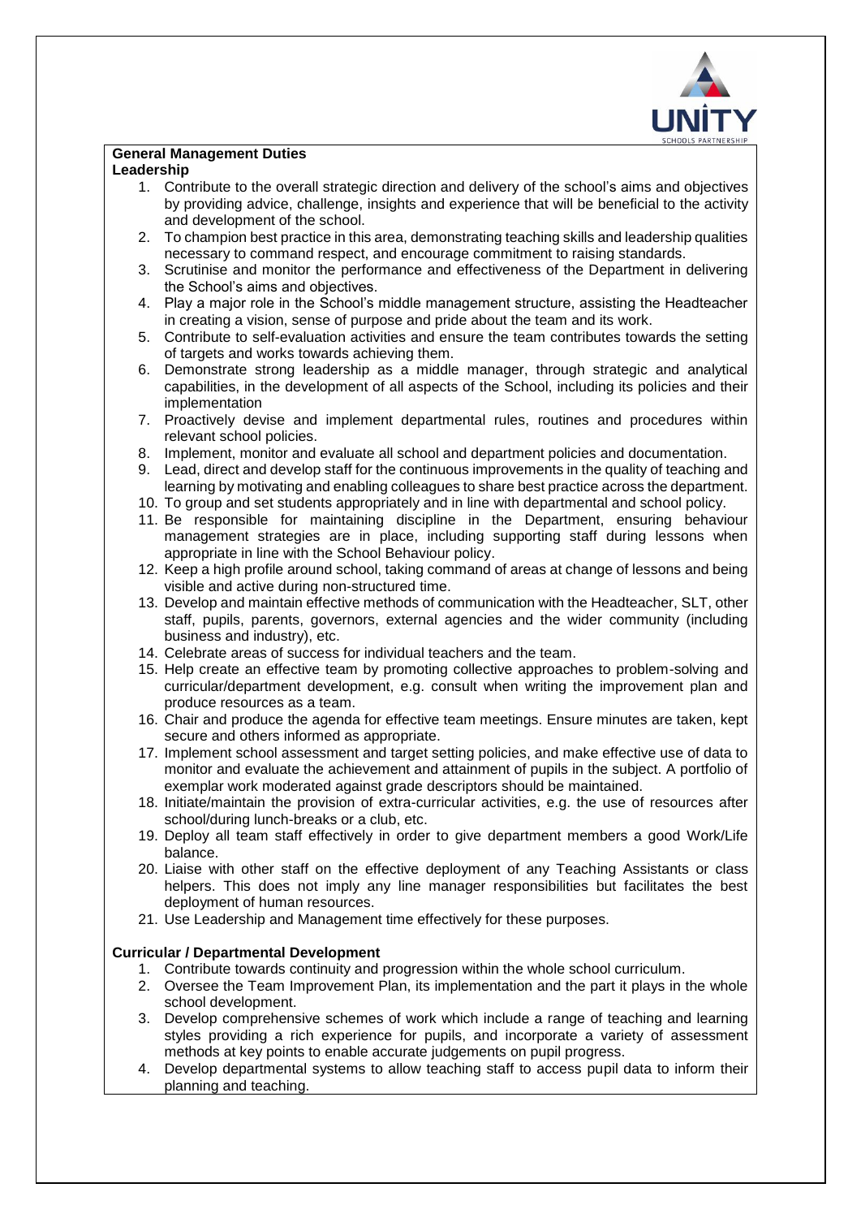**General Management Duties**

**Leadership**

1. Contribute to the overall strategic direction and delivery of the school's aims and objectives by providing advice, challenge, insights and experience that will be beneficial to the activity and development of the school.
2. To champion best practice in this area, demonstrating teaching skills and leadership qualities necessary to command respect, and encourage commitment to raising standards.
3. Scrutinise and monitor the performance and effectiveness of the Department in delivering the School's aims and objectives.
4. Play a major role in the School's middle management structure, assisting the Headteacher in creating a vision, sense of purpose and pride about the team and its work.
5. Contribute to self-evaluation activities and ensure the team contributes towards the setting of targets and works towards achieving them.
6. Demonstrate strong leadership as a middle manager, through strategic and analytical capabilities, in the development of all aspects of the School, including its policies and their implementation
7. Proactively devise and implement departmental rules, routines and procedures within relevant school policies.
8. Implement, monitor and evaluate all school and department policies and documentation.
9. Lead, direct and develop staff for the continuous improvements in the quality of teaching and learning by motivating and enabling colleagues to share best practice across the department.
10. To group and set students appropriately and in line with departmental and school policy.
11. Be responsible for maintaining discipline in the Department, ensuring behaviour management strategies are in place, including supporting staff during lessons when appropriate in line with the School Behaviour policy.
12. Keep a high profile around school, taking command of areas at change of lessons and being visible and active during non-structured time.
13. Develop and maintain effective methods of communication with the Headteacher, SLT, other staff, pupils, parents, governors, external agencies and the wider community (including business and industry), etc.
14. Celebrate areas of success for individual teachers and the team.
15. Help create an effective team by promoting collective approaches to problem-solving and curricular/department development, e.g. consult when writing the improvement plan and produce resources as a team.
16. Chair and produce the agenda for effective team meetings. Ensure minutes are taken, kept secure and others informed as appropriate.
17. Implement school assessment and target setting policies, and make effective use of data to monitor and evaluate the achievement and attainment of pupils in the subject. A portfolio of exemplar work moderated against grade descriptors should be maintained.
18. Initiate/maintain the provision of extra-curricular activities, e.g. the use of resources after school/during lunch-breaks or a club, etc.
19. Deploy all team staff effectively in order to give department members a good Work/Life balance.
20. Liaise with other staff on the effective deployment of any Teaching Assistants or class helpers. This does not imply any line manager responsibilities but facilitates the best deployment of human resources.
21. Use Leadership and Management time effectively for these purposes.

**Curricular / Departmental Development**

1. Contribute towards continuity and progression within the whole school curriculum.
2. Oversee the Team Improvement Plan, its implementation and the part it plays in the whole school development.
3. Develop comprehensive schemes of work which include a range of teaching and learning styles providing a rich experience for pupils, and incorporate a variety of assessment methods at key points to enable accurate judgements on pupil progress.
4. Develop departmental systems to allow teaching staff to access pupil data to inform their planning and teaching.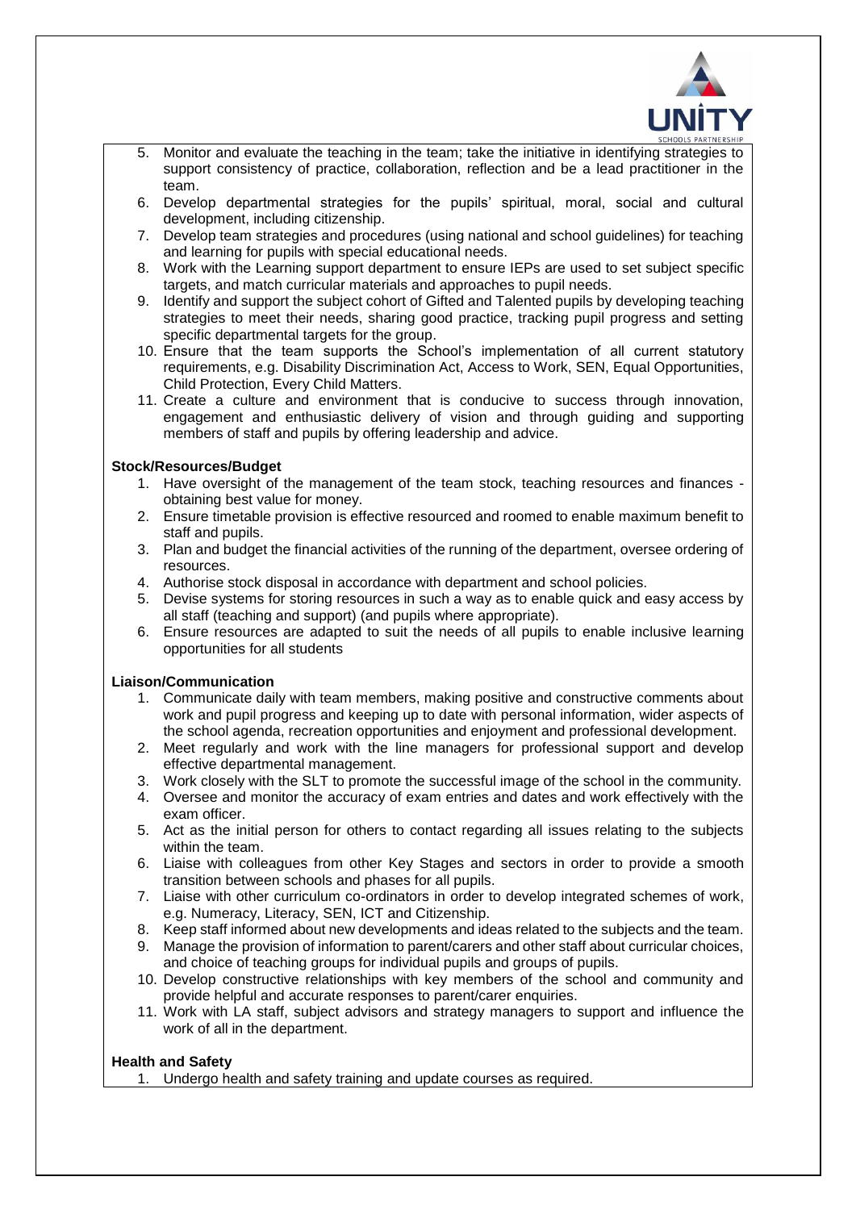5. Monitor and evaluate the teaching in the team; take the initiative in identifying strategies to support consistency of practice, collaboration, reflection and be a lead practitioner in the team.
6. Develop departmental strategies for the pupils' spiritual, moral, social and cultural development, including citizenship.
7. Develop team strategies and procedures (using national and school guidelines) for teaching and learning for pupils with special educational needs.
8. Work with the Learning support department to ensure IEPs are used to set subject specific targets, and match curricular materials and approaches to pupil needs.
9. Identify and support the subject cohort of Gifted and Talented pupils by developing teaching strategies to meet their needs, sharing good practice, tracking pupil progress and setting specific departmental targets for the group.
10. Ensure that the team supports the School's implementation of all current statutory requirements, e.g. Disability Discrimination Act, Access to Work, SEN, Equal Opportunities, Child Protection, Every Child Matters.
11. Create a culture and environment that is conducive to success through innovation, engagement and enthusiastic delivery of vision and through guiding and supporting members of staff and pupils by offering leadership and advice.

**Stock/Resources/Budget**

1. Have oversight of the management of the team stock, teaching resources and finances - obtaining best value for money.
2. Ensure timetable provision is effective resourced and roomed to enable maximum benefit to staff and pupils.
3. Plan and budget the financial activities of the running of the department, oversee ordering of resources.
4. Authorise stock disposal in accordance with department and school policies.
5. Devise systems for storing resources in such a way as to enable quick and easy access by all staff (teaching and support) (and pupils where appropriate).
6. Ensure resources are adapted to suit the needs of all pupils to enable inclusive learning opportunities for all students

**Liaison/Communication**

1. Communicate daily with team members, making positive and constructive comments about work and pupil progress and keeping up to date with personal information, wider aspects of the school agenda, recreation opportunities and enjoyment and professional development.
2. Meet regularly and work with the line managers for professional support and develop effective departmental management.
3. Work closely with the SLT to promote the successful image of the school in the community.
4. Oversee and monitor the accuracy of exam entries and dates and work effectively with the exam officer.
5. Act as the initial person for others to contact regarding all issues relating to the subjects within the team.
6. Liaise with colleagues from other Key Stages and sectors in order to provide a smooth transition between schools and phases for all pupils.
7. Liaise with other curriculum co-ordinators in order to develop integrated schemes of work, e.g. Numeracy, Literacy, SEN, ICT and Citizenship.
8. Keep staff informed about new developments and ideas related to the subjects and the team.
9. Manage the provision of information to parent/carers and other staff about curricular choices, and choice of teaching groups for individual pupils and groups of pupils.
10. Develop constructive relationships with key members of the school and community and provide helpful and accurate responses to parent/carer enquiries.
11. Work with LA staff, subject advisors and strategy managers to support and influence the work of all in the department.

**Health and Safety**

1. Undergo health and safety training and update courses as required.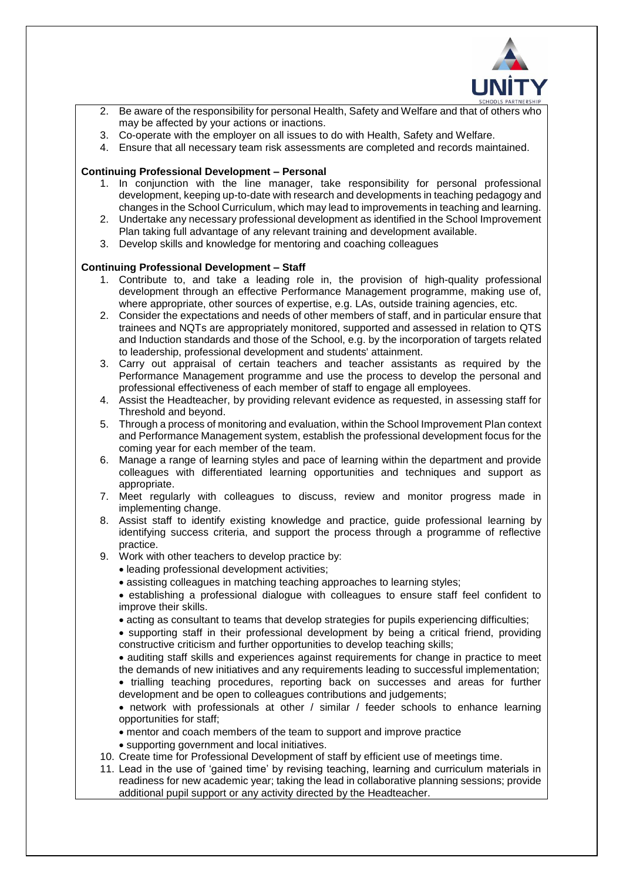2. Be aware of the responsibility for personal Health, Safety and Welfare and that of others who may be affected by your actions or inactions.
3. Co-operate with the employer on all issues to do with Health, Safety and Welfare.
4. Ensure that all necessary team risk assessments are completed and records maintained.

**Continuing Professional Development – Personal**

1. In conjunction with the line manager, take responsibility for personal professional development, keeping up-to-date with research and developments in teaching pedagogy and changes in the School Curriculum, which may lead to improvements in teaching and learning.
2. Undertake any necessary professional development as identified in the School Improvement Plan taking full advantage of any relevant training and development available.
3. Develop skills and knowledge for mentoring and coaching colleagues

**Continuing Professional Development – Staff**

1. Contribute to, and take a leading role in, the provision of high-quality professional development through an effective Performance Management programme, making use of, where appropriate, other sources of expertise, e.g. LAs, outside training agencies, etc.
2. Consider the expectations and needs of other members of staff, and in particular ensure that trainees and NQTs are appropriately monitored, supported and assessed in relation to QTS and Induction standards and those of the School, e.g. by the incorporation of targets related to leadership, professional development and students' attainment.
3. Carry out appraisal of certain teachers and teacher assistants as required by the Performance Management programme and use the process to develop the personal and professional effectiveness of each member of staff to engage all employees.
4. Assist the Headteacher, by providing relevant evidence as requested, in assessing staff for Threshold and beyond.
5. Through a process of monitoring and evaluation, within the School Improvement Plan context and Performance Management system, establish the professional development focus for the coming year for each member of the team.
6. Manage a range of learning styles and pace of learning within the department and provide colleagues with differentiated learning opportunities and techniques and support as appropriate.
7. Meet regularly with colleagues to discuss, review and monitor progress made in implementing change.
8. Assist staff to identify existing knowledge and practice, guide professional learning by identifying success criteria, and support the process through a programme of reflective practice.
9. Work with other teachers to develop practice by:
   - leading professional development activities;
   - assisting colleagues in matching teaching approaches to learning styles;
   - establishing a professional dialogue with colleagues to ensure staff feel confident to improve their skills.
   - acting as consultant to teams that develop strategies for pupils experiencing difficulties;
   - supporting staff in their professional development by being a critical friend, providing constructive criticism and further opportunities to develop teaching skills;
   - auditing staff skills and experiences against requirements for change in practice to meet the demands of new initiatives and any requirements leading to successful implementation;
   - trialling teaching procedures, reporting back on successes and areas for further development and be open to colleagues contributions and judgements;
   - network with professionals at other / similar / feeder schools to enhance learning opportunities for staff;
   - mentor and coach members of the team to support and improve practice
   - supporting government and local initiatives.
10. Create time for Professional Development of staff by efficient use of meetings time.
11. Lead in the use of 'gained time' by revising teaching, learning and curriculum materials in readiness for new academic year; taking the lead in collaborative planning sessions; provide additional pupil support or any activity directed by the Headteacher.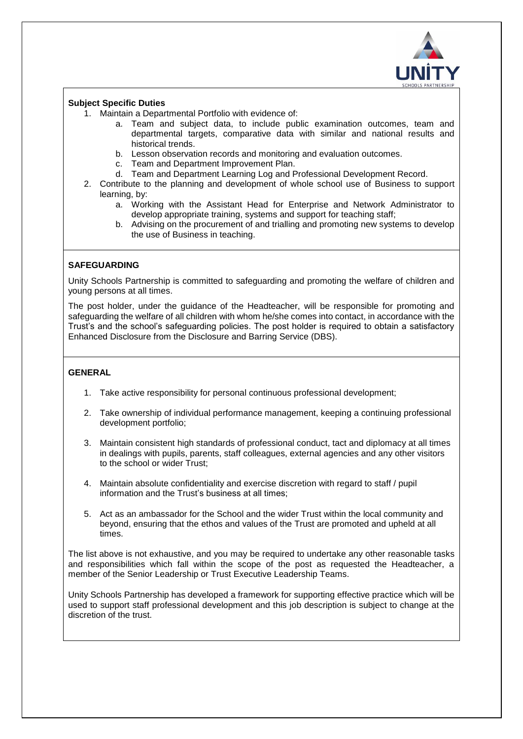**Subject Specific Duties**

1. Maintain a Departmental Portfolio with evidence of:
    a. Team and subject data, to include public examination outcomes, team and departmental targets, comparative data with similar and national results and historical trends.
    b. Lesson observation records and monitoring and evaluation outcomes.
    c. Team and Department Improvement Plan.
    d. Team and Department Learning Log and Professional Development Record.
2. Contribute to the planning and development of whole school use of Business to support learning, by:
    a. Working with the Assistant Head for Enterprise and Network Administrator to develop appropriate training, systems and support for teaching staff;
    b. Advising on the procurement of and trialling and promoting new systems to develop the use of Business in teaching.

**SAFEGUARDING**

Unity Schools Partnership is committed to safeguarding and promoting the welfare of children and young persons at all times.

The post holder, under the guidance of the Headteacher, will be responsible for promoting and safeguarding the welfare of all children with whom he/she comes into contact, in accordance with the Trust's and the school's safeguarding policies. The post holder is required to obtain a satisfactory Enhanced Disclosure from the Disclosure and Barring Service (DBS).

**GENERAL**

1. Take active responsibility for personal continuous professional development;
2. Take ownership of individual performance management, keeping a continuing professional development portfolio;
3. Maintain consistent high standards of professional conduct, tact and diplomacy at all times in dealings with pupils, parents, staff colleagues, external agencies and any other visitors to the school or wider Trust;
4. Maintain absolute confidentiality and exercise discretion with regard to staff / pupil information and the Trust's business at all times;
5. Act as an ambassador for the School and the wider Trust within the local community and beyond, ensuring that the ethos and values of the Trust are promoted and upheld at all times.

The list above is not exhaustive, and you may be required to undertake any other reasonable tasks and responsibilities which fall within the scope of the post as requested the Headteacher, a member of the Senior Leadership or Trust Executive Leadership Teams.

Unity Schools Partnership has developed a framework for supporting effective practice which will be used to support staff professional development and this job description is subject to change at the discretion of the trust.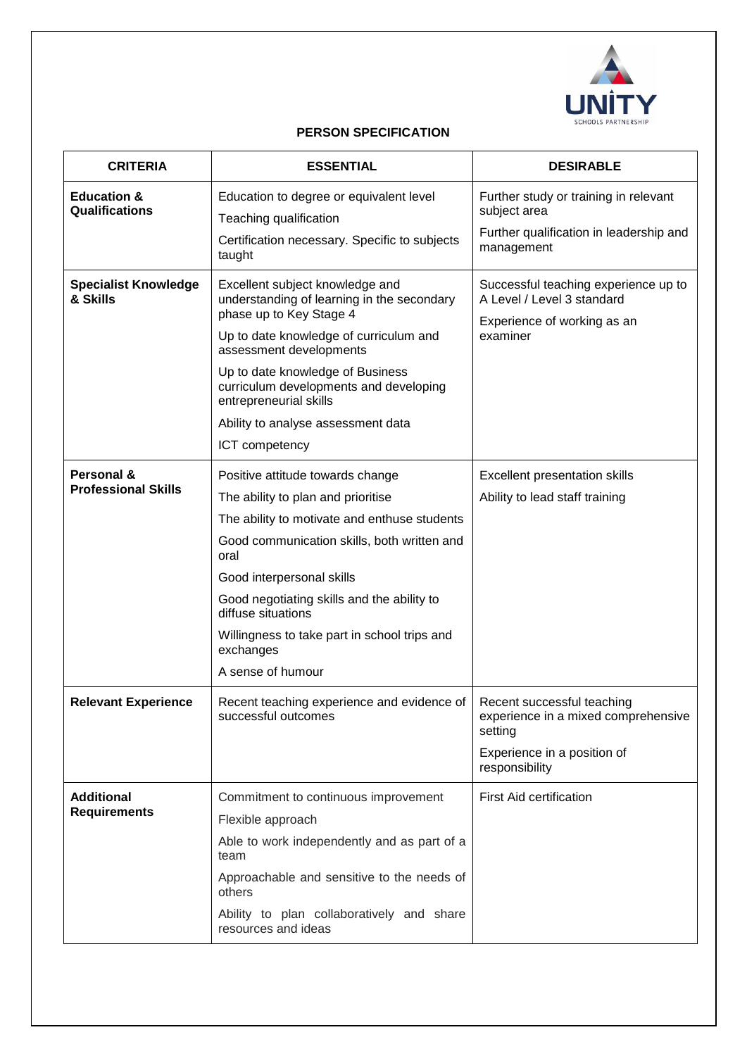# PERSON SPECIFICATION

| CRITERIA | ESSENTIAL | DESIRABLE |
|---|---|---|
| **Education & Qualifications** | Education to degree or equivalent level<br>Teaching qualification<br>Certification necessary. Specific to subjects taught | Further study or training in relevant subject area<br>Further qualification in leadership and management |
| **Specialist Knowledge & Skills** | Excellent subject knowledge and understanding of learning in the secondary phase up to Key Stage 4<br>Up to date knowledge of curriculum and assessment developments<br>Up to date knowledge of Business curriculum developments and developing entrepreneurial skills<br>Ability to analyse assessment data<br>ICT competency | Successful teaching experience up to A Level / Level 3 standard<br>Experience of working as an examiner |
| **Personal & Professional Skills** | Positive attitude towards change<br>The ability to plan and prioritise<br>The ability to motivate and enthuse students<br>Good communication skills, both written and oral<br>Good interpersonal skills<br>Good negotiating skills and the ability to diffuse situations<br>Willingness to take part in school trips and exchanges<br>A sense of humour | Excellent presentation skills<br>Ability to lead staff training |
| **Relevant Experience** | Recent teaching experience and evidence of successful outcomes | Recent successful teaching experience in a mixed comprehensive setting<br>Experience in a position of responsibility |
| **Additional Requirements** | Commitment to continuous improvement<br>Flexible approach<br>Able to work independently and as part of a team<br>Approachable and sensitive to the needs of others<br>Ability to plan collaboratively and share resources and ideas | First Aid certification |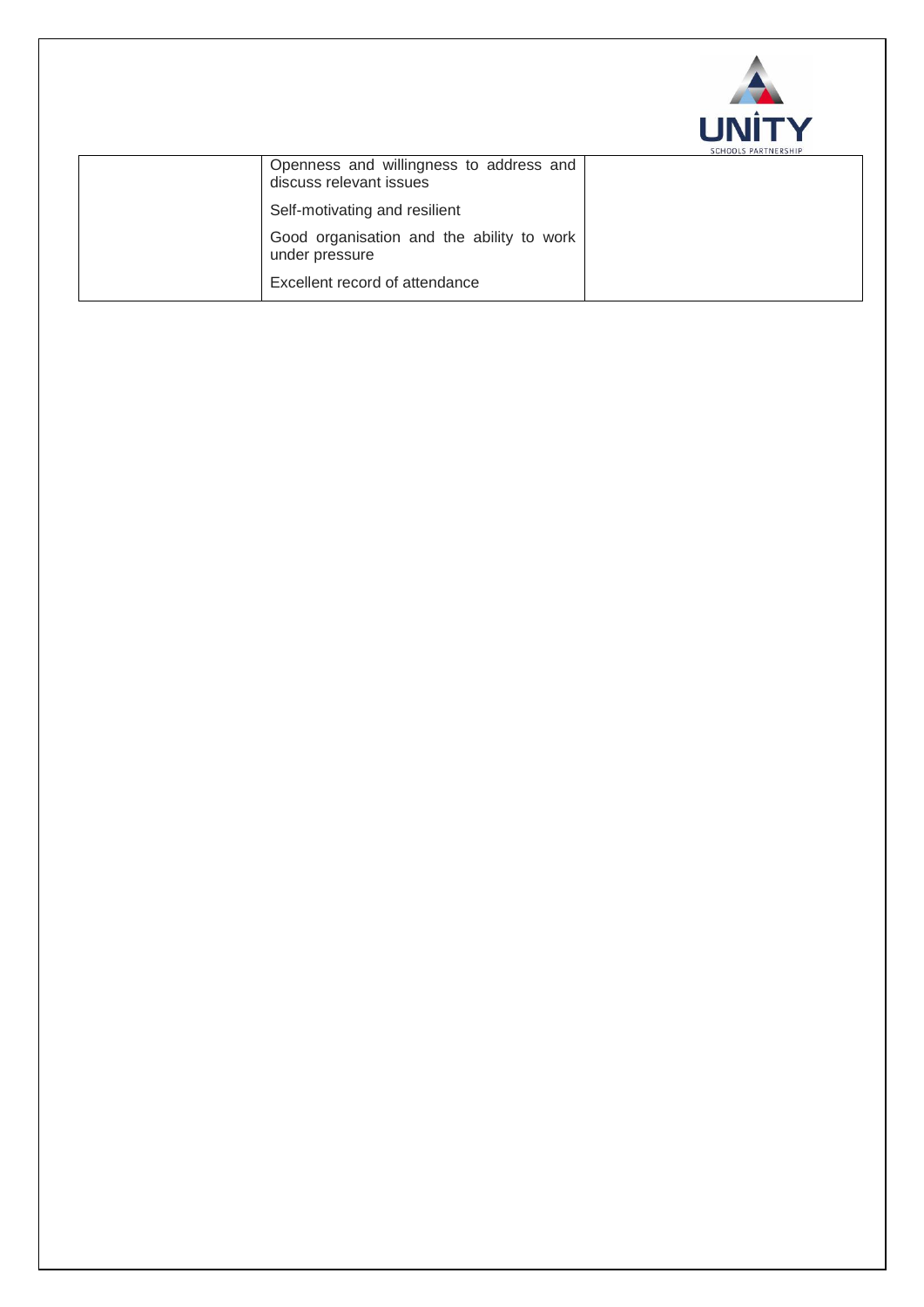| | | |
|---|---|---|
| | Openness and willingness to address and discuss relevant issues | |
| | Self-motivating and resilient | |
| | Good organisation and the ability to work under pressure | |
| | Excellent record of attendance | |